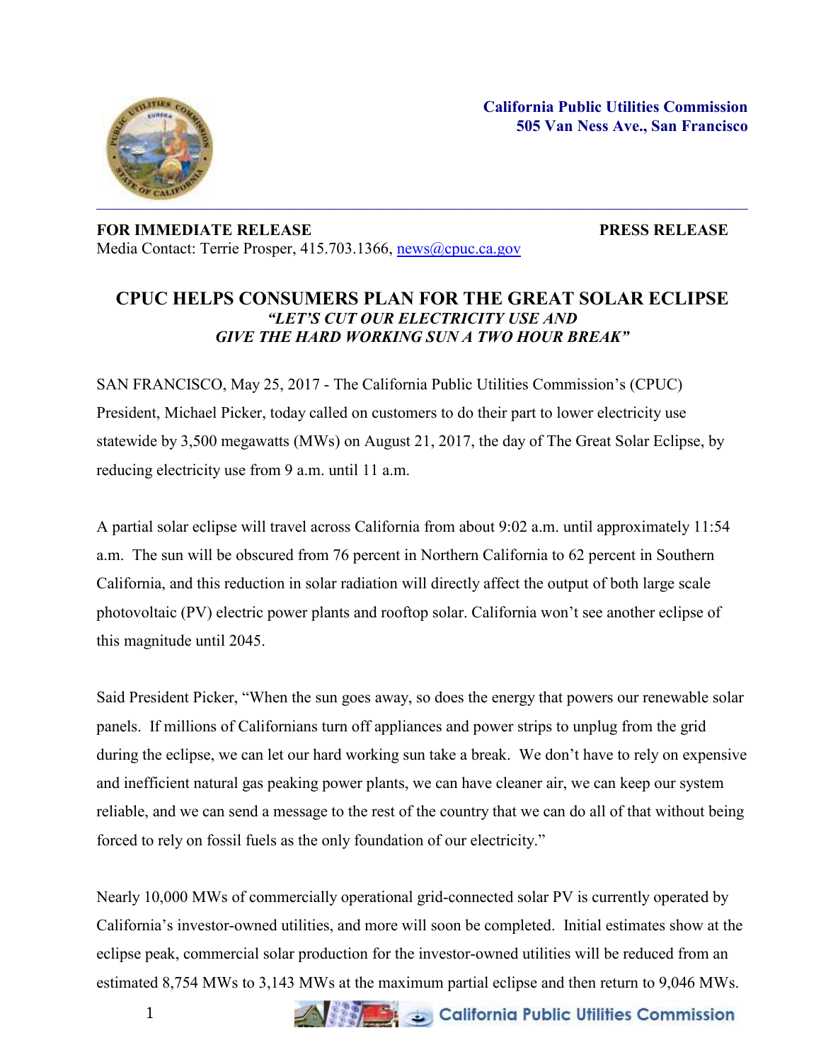**California Public Utilities Commission**
**505 Van Ness Ave., San Francisco**

---

**FOR IMMEDIATE RELEASE** **PRESS RELEASE**
Media Contact: Terrie Prosper, 415.703.1366, news@cpuc.ca.gov

# CPUC HELPS CONSUMERS PLAN FOR THE GREAT SOLAR ECLIPSE

***"LET'S CUT OUR ELECTRICITY USE AND GIVE THE HARD WORKING SUN A TWO HOUR BREAK"***

SAN FRANCISCO, May 25, 2017 - The California Public Utilities Commission's (CPUC) President, Michael Picker, today called on customers to do their part to lower electricity use statewide by 3,500 megawatts (MWs) on August 21, 2017, the day of The Great Solar Eclipse, by reducing electricity use from 9 a.m. until 11 a.m.

A partial solar eclipse will travel across California from about 9:02 a.m. until approximately 11:54 a.m. The sun will be obscured from 76 percent in Northern California to 62 percent in Southern California, and this reduction in solar radiation will directly affect the output of both large scale photovoltaic (PV) electric power plants and rooftop solar. California won't see another eclipse of this magnitude until 2045.

Said President Picker, "When the sun goes away, so does the energy that powers our renewable solar panels. If millions of Californians turn off appliances and power strips to unplug from the grid during the eclipse, we can let our hard working sun take a break. We don't have to rely on expensive and inefficient natural gas peaking power plants, we can have cleaner air, we can keep our system reliable, and we can send a message to the rest of the country that we can do all of that without being forced to rely on fossil fuels as the only foundation of our electricity."

Nearly 10,000 MWs of commercially operational grid-connected solar PV is currently operated by California's investor-owned utilities, and more will soon be completed. Initial estimates show at the eclipse peak, commercial solar production for the investor-owned utilities will be reduced from an estimated 8,754 MWs to 3,143 MWs at the maximum partial eclipse and then return to 9,046 MWs.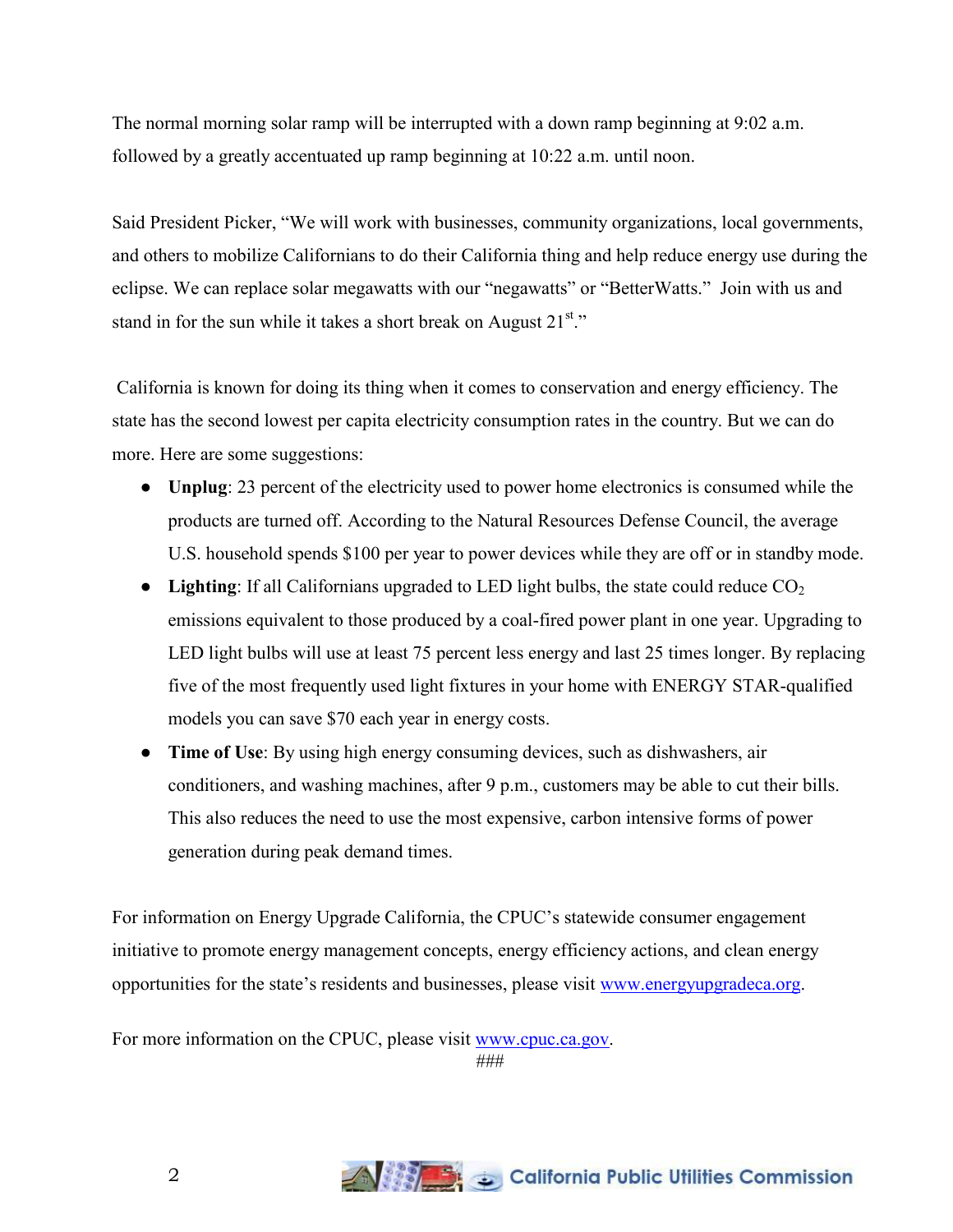The normal morning solar ramp will be interrupted with a down ramp beginning at 9:02 a.m. followed by a greatly accentuated up ramp beginning at 10:22 a.m. until noon.

Said President Picker, "We will work with businesses, community organizations, local governments, and others to mobilize Californians to do their California thing and help reduce energy use during the eclipse. We can replace solar megawatts with our "negawatts" or "BetterWatts." Join with us and stand in for the sun while it takes a short break on August 21st."

California is known for doing its thing when it comes to conservation and energy efficiency. The state has the second lowest per capita electricity consumption rates in the country. But we can do more. Here are some suggestions:

- **Unplug**: 23 percent of the electricity used to power home electronics is consumed while the products are turned off. According to the Natural Resources Defense Council, the average U.S. household spends $100 per year to power devices while they are off or in standby mode.
- **Lighting**: If all Californians upgraded to LED light bulbs, the state could reduce $CO_2$ emissions equivalent to those produced by a coal-fired power plant in one year. Upgrading to LED light bulbs will use at least 75 percent less energy and last 25 times longer. By replacing five of the most frequently used light fixtures in your home with ENERGY STAR-qualified models you can save $70 each year in energy costs.
- **Time of Use**: By using high energy consuming devices, such as dishwashers, air conditioners, and washing machines, after 9 p.m., customers may be able to cut their bills. This also reduces the need to use the most expensive, carbon intensive forms of power generation during peak demand times.

For information on Energy Upgrade California, the CPUC's statewide consumer engagement initiative to promote energy management concepts, energy efficiency actions, and clean energy opportunities for the state's residents and businesses, please visit [www.energyupgradeca.org](http://www.energyupgradeca.org).

For more information on the CPUC, please visit [www.cpuc.ca.gov](http://www.cpuc.ca.gov).

###